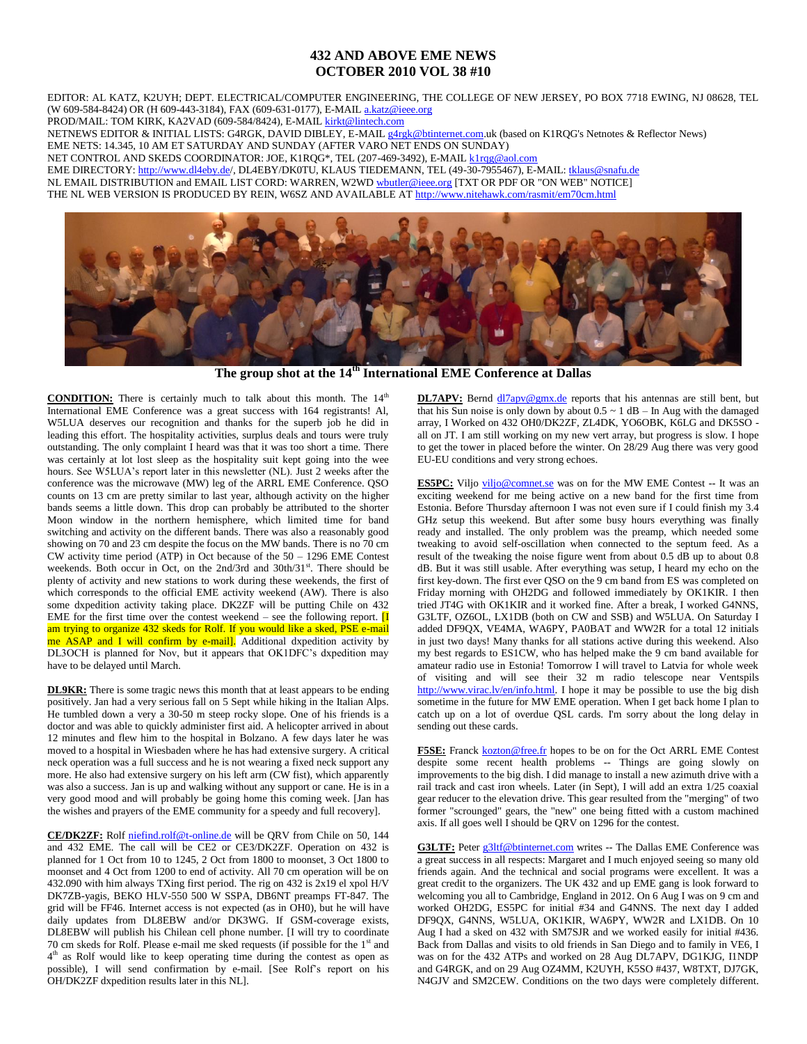# 432 AND ABOVE EME NEWS
## OCTOBER 2010 VOL 38 #10

EDITOR: AL KATZ, K2UYH; DEPT. ELECTRICAL/COMPUTER ENGINEERING, THE COLLEGE OF NEW JERSEY, PO BOX 7718 EWING, NJ 08628, TEL (W 609-584-8424) OR (H 609-443-3184), FAX (609-631-0177), E-MAIL a.katz@ieee.org
PROD/MAIL: TOM KIRK, KA2VAD (609-584/8424), E-MAIL kirkt@lintech.com
NETNEWS EDITOR & INITIAL LISTS: G4RGK, DAVID DIBLEY, E-MAIL g4rgk@btinternet.com.uk (based on K1RQG's Netnotes & Reflector News)
EME NETS: 14.345, 10 AM ET SATURDAY AND SUNDAY (AFTER VARO NET ENDS ON SUNDAY)
NET CONTROL AND SKEDS COORDINATOR: JOE, K1RQG*, TEL (207-469-3492), E-MAIL k1rqg@aol.com
EME DIRECTORY: http://www.dl4eby.de/, DL4EBY/DK0TU, KLAUS TIEDEMANN, TEL (49-30-7955467), E-MAIL: tklaus@snafu.de
NL EMAIL DISTRIBUTION and EMAIL LIST CORD: WARREN, W2WD wbutler@ieee.org [TXT OR PDF OR "ON WEB" NOTICE]
THE NL WEB VERSION IS PRODUCED BY REIN, W6SZ AND AVAILABLE AT http://www.nitehawk.com/rasmit/em70cm.html

**The group shot at the 14th International EME Conference at Dallas**

**CONDITION:** There is certainly much to talk about this month. The 14th International EME Conference was a great success with 164 registrants! Al, W5LUA deserves our recognition and thanks for the superb job he did in leading this effort. The hospitality activities, surplus deals and tours were truly outstanding. The only complaint I heard was that it was too short a time. There was certainly at lot lost sleep as the hospitality suit kept going into the wee hours. See W5LUA's report later in this newsletter (NL). Just 2 weeks after the conference was the microwave (MW) leg of the ARRL EME Conference. QSO counts on 13 cm are pretty similar to last year, although activity on the higher bands seems a little down. This drop can probably be attributed to the shorter Moon window in the northern hemisphere, which limited time for band switching and activity on the different bands. There was also a reasonably good showing on 70 and 23 cm despite the focus on the MW bands. There is no 70 cm CW activity time period (ATP) in Oct because of the 50 – 1296 EME Contest weekends. Both occur in Oct, on the 2nd/3rd and 30th/31st. There should be plenty of activity and new stations to work during these weekends, the first of which corresponds to the official EME activity weekend (AW). There is also some dxpedition activity taking place. DK2ZF will be putting Chile on 432 EME for the first time over the contest weekend – see the following report. [I am trying to organize 432 skeds for Rolf. If you would like a sked, PSE e-mail me ASAP and I will confirm by e-mail]. Additional dxpedition activity by DL3OCH is planned for Nov, but it appears that OK1DFC's dxpedition may have to be delayed until March.

**DL9KR:** There is some tragic news this month that at least appears to be ending positively. Jan had a very serious fall on 5 Sept while hiking in the Italian Alps. He tumbled down a very a 30-50 m steep rocky slope. One of his friends is a doctor and was able to quickly administer first aid. A helicopter arrived in about 12 minutes and flew him to the hospital in Bolzano. A few days later he was moved to a hospital in Wiesbaden where he has had extensive surgery. A critical neck operation was a full success and he is not wearing a fixed neck support any more. He also had extensive surgery on his left arm (CW fist), which apparently was also a success. Jan is up and walking without any support or cane. He is in a very good mood and will probably be going home this coming week. [Jan has the wishes and prayers of the EME community for a speedy and full recovery].

**CE/DK2ZF:** Rolf niefind.rolf@t-online.de will be QRV from Chile on 50, 144 and 432 EME. The call will be CE2 or CE3/DK2ZF. Operation on 432 is planned for 1 Oct from 10 to 1245, 2 Oct from 1800 to moonset, 3 Oct 1800 to moonset and 4 Oct from 1200 to end of activity. All 70 cm operation will be on 432.090 with him always TXing first period. The rig on 432 is 2x19 el xpol H/V DK7ZB-yagis, BEKO HLV-550 500 W SSPA, DB6NT preamps FT-847. The grid will be FF46. Internet access is not expected (as in OH0), but he will have daily updates from DL8EBW and/or DK3WG. If GSM-coverage exists, DL8EBW will publish his Chilean cell phone number. [I will try to coordinate 70 cm skeds for Rolf. Please e-mail me sked requests (if possible for the 1st and 4th as Rolf would like to keep operating time during the contest as open as possible), I will send confirmation by e-mail. [See Rolf's report on his OH/DK2ZF dxpedition results later in this NL].

**DL7APV:** Bernd dl7apv@gmx.de reports that his antennas are still bent, but that his Sun noise is only down by about 0.5 ~ 1 dB – In Aug with the damaged array, I Worked on 432 OH0/DK2ZF, ZL4DK, YO6OBK, K6LG and DK5SO - all on JT. I am still working on my new vert array, but progress is slow. I hope to get the tower in placed before the winter. On 28/29 Aug there was very good EU-EU conditions and very strong echoes.

**ES5PC:** Viljo viljo@comnet.se was on for the MW EME Contest -- It was an exciting weekend for me being active on a new band for the first time from Estonia. Before Thursday afternoon I was not even sure if I could finish my 3.4 GHz setup this weekend. But after some busy hours everything was finally ready and installed. The only problem was the preamp, which needed some tweaking to avoid self-oscillation when connected to the septum feed. As a result of the tweaking the noise figure went from about 0.5 dB up to about 0.8 dB. But it was still usable. After everything was setup, I heard my echo on the first key-down. The first ever QSO on the 9 cm band from ES was completed on Friday morning with OH2DG and followed immediately by OK1KIR. I then tried JT4G with OK1KIR and it worked fine. After a break, I worked G4NNS, G3LTF, OZ6OL, LX1DB (both on CW and SSB) and W5LUA. On Saturday I added DF9QX, VE4MA, WA6PY, PA0BAT and WW2R for a total 12 initials in just two days! Many thanks for all stations active during this weekend. Also my best regards to ES1CW, who has helped make the 9 cm band available for amateur radio use in Estonia! Tomorrow I will travel to Latvia for whole week of visiting and will see their 32 m radio telescope near Ventspils http://www.virac.lv/en/info.html. I hope it may be possible to use the big dish sometime in the future for MW EME operation. When I get back home I plan to catch up on a lot of overdue QSL cards. I'm sorry about the long delay in sending out these cards.

**F5SE:** Franck kozton@free.fr hopes to be on for the Oct ARRL EME Contest despite some recent health problems -- Things are going slowly on improvements to the big dish. I did manage to install a new azimuth drive with a rail track and cast iron wheels. Later (in Sept), I will add an extra 1/25 coaxial gear reducer to the elevation drive. This gear resulted from the "merging" of two former "scrounged" gears, the "new" one being fitted with a custom machined axis. If all goes well I should be QRV on 1296 for the contest.

**G3LTF:** Peter g3ltf@btinternet.com writes -- The Dallas EME Conference was a great success in all respects: Margaret and I much enjoyed seeing so many old friends again. And the technical and social programs were excellent. It was a great credit to the organizers. The UK 432 and up EME gang is look forward to welcoming you all to Cambridge, England in 2012. On 6 Aug I was on 9 cm and worked OH2DG, ES5PC for initial #34 and G4NNS. The next day I added DF9QX, G4NNS, W5LUA, OK1KIR, WA6PY, WW2R and LX1DB. On 10 Aug I had a sked on 432 with SM7SJR and we worked easily for initial #436. Back from Dallas and visits to old friends in San Diego and to family in VE6, I was on for the 432 ATPs and worked on 28 Aug DL7APV, DG1KJG, I1NDP and G4RGK, and on 29 Aug OZ4MM, K2UYH, K5SO #437, W8TXT, DJ7GK, N4GJV and SM2CEW. Conditions on the two days were completely different.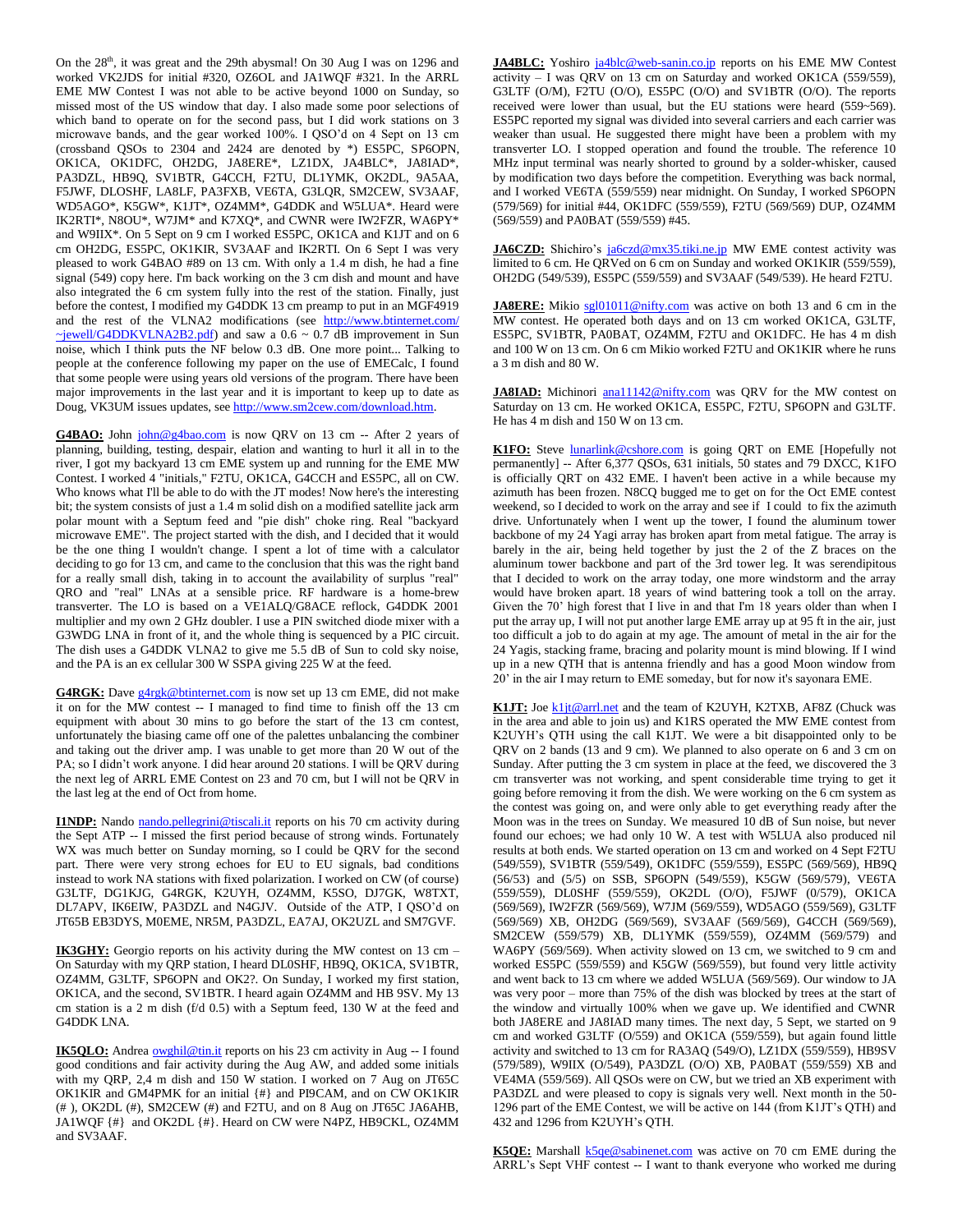On the 28th, it was great and the 29th abysmal! On 30 Aug I was on 1296 and worked VK2JDS for initial #320, OZ6OL and JA1WQF #321. In the ARRL EME MW Contest I was not able to be active beyond 1000 on Sunday, so missed most of the US window that day. I also made some poor selections of which band to operate on for the second pass, but I did work stations on 3 microwave bands, and the gear worked 100%. I QSO'd on 4 Sept on 13 cm (crossband QSOs to 2304 and 2424 are denoted by *) ES5PC, SP6OPN, OK1CA, OK1DFC, OH2DG, JA8ERE*, LZ1DX, JA4BLC*, JA8IAD*, PA3DZL, HB9Q, SV1BTR, G4CCH, F2TU, DL1YMK, OK2DL, 9A5AA, F5JWF, DL0SHF, LA8LF, PA3FXB, VE6TA, G3LQR, SM2CEW, SV3AAF, WD5AGO*, K5GW*, K1JT*, OZ4MM*, G4DDK and W5LUA*. Heard were IK2RTI*, N8OU*, W7JM* and K7XQ*, and CWNR were IW2FZR, WA6PY* and W9IIX*. On 5 Sept on 9 cm I worked ES5PC, OK1CA and K1JT and on 6 cm OH2DG, ES5PC, OK1KIR, SV3AAF and IK2RTI. On 6 Sept I was very pleased to work G4BAO #89 on 13 cm. With only a 1.4 m dish, he had a fine signal (549) copy here. I'm back working on the 3 cm dish and mount and have also integrated the 6 cm system fully into the rest of the station. Finally, just before the contest, I modified my G4DDK 13 cm preamp to put in an MGF4919 and the rest of the VLNA2 modifications (see http://www.btinternet.com/~jewell/G4DDKVLNA2B2.pdf) and saw a 0.6 ~ 0.7 dB improvement in Sun noise, which I think puts the NF below 0.3 dB. One more point... Talking to people at the conference following my paper on the use of EMECalc, I found that some people were using years old versions of the program. There have been major improvements in the last year and it is important to keep up to date as Doug, VK3UM issues updates, see http://www.sm2cew.com/download.htm.

**G4BAO:** John john@g4bao.com is now QRV on 13 cm -- After 2 years of planning, building, testing, despair, elation and wanting to hurl it all in to the river, I got my backyard 13 cm EME system up and running for the EME MW Contest. I worked 4 "initials," F2TU, OK1CA, G4CCH and ES5PC, all on CW. Who knows what I'll be able to do with the JT modes! Now here's the interesting bit; the system consists of just a 1.4 m solid dish on a modified satellite jack arm polar mount with a Septum feed and "pie dish" choke ring. Real "backyard microwave EME". The project started with the dish, and I decided that it would be the one thing I wouldn't change. I spent a lot of time with a calculator deciding to go for 13 cm, and came to the conclusion that this was the right band for a really small dish, taking in to account the availability of surplus "real" QRO and "real" LNAs at a sensible price. RF hardware is a home-brew transverter. The LO is based on a VE1ALQ/G8ACE reflock, G4DDK 2001 multiplier and my own 2 GHz doubler. I use a PIN switched diode mixer with a G3WDG LNA in front of it, and the whole thing is sequenced by a PIC circuit. The dish uses a G4DDK VLNA2 to give me 5.5 dB of Sun to cold sky noise, and the PA is an ex cellular 300 W SSPA giving 225 W at the feed.

**G4RGK:** Dave g4rgk@btinternet.com is now set up 13 cm EME, did not make it on for the MW contest -- I managed to find time to finish off the 13 cm equipment with about 30 mins to go before the start of the 13 cm contest, unfortunately the biasing came off one of the palettes unbalancing the combiner and taking out the driver amp. I was unable to get more than 20 W out of the PA; so I didn't work anyone. I did hear around 20 stations. I will be QRV during the next leg of ARRL EME Contest on 23 and 70 cm, but I will not be QRV in the last leg at the end of Oct from home.

**I1NDP:** Nando nando.pellegrini@tiscali.it reports on his 70 cm activity during the Sept ATP -- I missed the first period because of strong winds. Fortunately WX was much better on Sunday morning, so I could be QRV for the second part. There were very strong echoes for EU to EU signals, bad conditions instead to work NA stations with fixed polarization. I worked on CW (of course) G3LTF, DG1KJG, G4RGK, K2UYH, OZ4MM, K5SO, DJ7GK, W8TXT, DL7APV, IK6EIW, PA3DZL and N4GJV. Outside of the ATP, I QSO'd on JT65B EB3DYS, M0EME, NR5M, PA3DZL, EA7AJ, OK2UZL and SM7GVF.

**IK3GHY:** Georgio reports on his activity during the MW contest on 13 cm – On Saturday with my QRP station, I heard DL0SHF, HB9Q, OK1CA, SV1BTR, OZ4MM, G3LTF, SP6OPN and OK2?. On Sunday, I worked my first station, OK1CA, and the second, SV1BTR. I heard again OZ4MM and HB 9SV. My 13 cm station is a 2 m dish (f/d 0.5) with a Septum feed, 130 W at the feed and G4DDK LNA.

**IK5QLO:** Andrea owghil@tin.it reports on his 23 cm activity in Aug -- I found good conditions and fair activity during the Aug AW, and added some initials with my QRP, 2,4 m dish and 150 W station. I worked on 7 Aug on JT65C OK1KIR and GM4PMK for an initial {#} and PI9CAM, and on CW OK1KIR (# ), OK2DL (#), SM2CEW (#) and F2TU, and on 8 Aug on JT65C JA6AHB, JA1WQF {#} and OK2DL {#}. Heard on CW were N4PZ, HB9CKL, OZ4MM and SV3AAF.

**JA4BLC:** Yoshiro ja4blc@web-sanin.co.jp reports on his EME MW Contest activity – I was QRV on 13 cm on Saturday and worked OK1CA (559/559), G3LTF (O/M), F2TU (O/O), ES5PC (O/O) and SV1BTR (O/O). The reports received were lower than usual, but the EU stations were heard (559~569). ES5PC reported my signal was divided into several carriers and each carrier was weaker than usual. He suggested there might have been a problem with my transverter LO. I stopped operation and found the trouble. The reference 10 MHz input terminal was nearly shorted to ground by a solder-whisker, caused by modification two days before the competition. Everything was back normal, and I worked VE6TA (559/559) near midnight. On Sunday, I worked SP6OPN (579/569) for initial #44, OK1DFC (559/559), F2TU (569/569) DUP, OZ4MM (569/559) and PA0BAT (559/559) #45.

**JA6CZD:** Shichiro's ja6czd@mx35.tiki.ne.jp MW EME contest activity was limited to 6 cm. He QRVed on 6 cm on Sunday and worked OK1KIR (559/559), OH2DG (549/539), ES5PC (559/559) and SV3AAF (549/539). He heard F2TU.

**JA8ERE:** Mikio sgl01011@nifty.com was active on both 13 and 6 cm in the MW contest. He operated both days and on 13 cm worked OK1CA, G3LTF, ES5PC, SV1BTR, PA0BAT, OZ4MM, F2TU and OK1DFC. He has 4 m dish and 100 W on 13 cm. On 6 cm Mikio worked F2TU and OK1KIR where he runs a 3 m dish and 80 W.

**JA8IAD:** Michinori ana11142@nifty.com was QRV for the MW contest on Saturday on 13 cm. He worked OK1CA, ES5PC, F2TU, SP6OPN and G3LTF. He has 4 m dish and 150 W on 13 cm.

**K1FO:** Steve lunarlink@cshore.com is going QRT on EME [Hopefully not permanently] -- After 6,377 QSOs, 631 initials, 50 states and 79 DXCC, K1FO is officially QRT on 432 EME. I haven't been active in a while because my azimuth has been frozen. N8CQ bugged me to get on for the Oct EME contest weekend, so I decided to work on the array and see if I could to fix the azimuth drive. Unfortunately when I went up the tower, I found the aluminum tower backbone of my 24 Yagi array has broken apart from metal fatigue. The array is barely in the air, being held together by just the 2 of the Z braces on the aluminum tower backbone and part of the 3rd tower leg. It was serendipitous that I decided to work on the array today, one more windstorm and the array would have broken apart. 18 years of wind battering took a toll on the array. Given the 70' high forest that I live in and that I'm 18 years older than when I put the array up, I will not put another large EME array up at 95 ft in the air, just too difficult a job to do again at my age. The amount of metal in the air for the 24 Yagis, stacking frame, bracing and polarity mount is mind blowing. If I wind up in a new QTH that is antenna friendly and has a good Moon window from 20' in the air I may return to EME someday, but for now it's sayonara EME.

**K1JT:** Joe k1jt@arrl.net and the team of K2UYH, K2TXB, AF8Z (Chuck was in the area and able to join us) and K1RS operated the MW EME contest from K2UYH's QTH using the call K1JT. We were a bit disappointed only to be QRV on 2 bands (13 and 9 cm). We planned to also operate on 6 and 3 cm on Sunday. After putting the 3 cm system in place at the feed, we discovered the 3 cm transverter was not working, and spent considerable time trying to get it going before removing it from the dish. We were working on the 6 cm system as the contest was going on, and were only able to get everything ready after the Moon was in the trees on Sunday. We measured 10 dB of Sun noise, but never found our echoes; we had only 10 W. A test with W5LUA also produced nil results at both ends. We started operation on 13 cm and worked on 4 Sept F2TU (549/559), SV1BTR (559/549), OK1DFC (559/559), ES5PC (569/569), HB9Q (56/53) and (5/5) on SSB, SP6OPN (549/559), K5GW (559/579), VE6TA (559/559), DL0SHF (559/559), OK2DL (O/O), F5JWF (0/579), OK1CA (569/569), IW2FZR (569/569), W7JM (569/559), WD5AGO (559/569), G3LTF (569/569) XB, OH2DG (569/569), SV3AAF (569/569), G4CCH (569/569), SM2CEW (559/579) XB, DL1YMK (559/559), OZ4MM (569/579) and WA6PY (569/569). When activity slowed on 13 cm, we switched to 9 cm and worked ES5PC (559/559) and K5GW (569/559), but found very little activity and went back to 13 cm where we added W5LUA (569/569). Our window to JA was very poor – more than 75% of the dish was blocked by trees at the start of the window and virtually 100% when we gave up. We identified and CWNR both JA8ERE and JA8IAD many times. The next day, 5 Sept, we started on 9 cm and worked G3LTF (O/559) and OK1CA (559/559), but again found little activity and switched to 13 cm for RA3AQ (549/O), LZ1DX (559/559), HB9SV (579/589), W9IIX (O/549), PA3DZL (O/O) XB, PA0BAT (559/559) XB and VE4MA (559/569). All QSOs were on CW, but we tried an XB experiment with PA3DZL and were pleased to copy is signals very well. Next month in the 50-1296 part of the EME Contest, we will be active on 144 (from K1JT's QTH) and 432 and 1296 from K2UYH's QTH.

**K5QE:** Marshall k5qe@sabinenet.com was active on 70 cm EME during the ARRL's Sept VHF contest -- I want to thank everyone who worked me during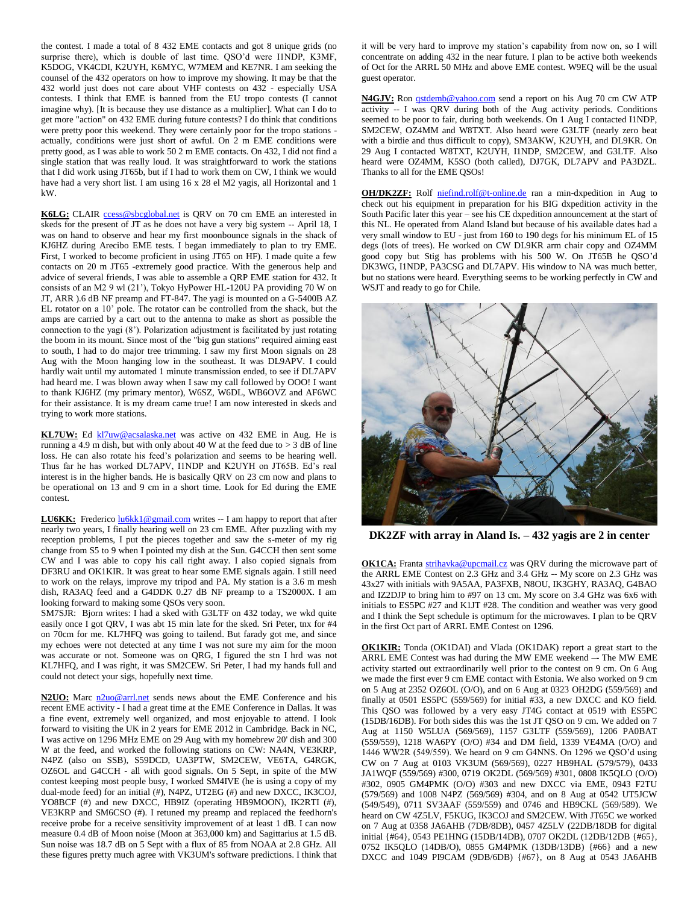the contest. I made a total of 8 432 EME contacts and got 8 unique grids (no surprise there), which is double of last time. QSO'd were I1NDP, K3MF, K5DOG, VK4CDI, K2UYH, K6MYC, W7MEM and KE7NR. I am seeking the counsel of the 432 operators on how to improve my showing. It may be that the 432 world just does not care about VHF contests on 432 - especially USA contests. I think that EME is banned from the EU tropo contests (I cannot imagine why). [It is because they use distance as a multiplier]. What can I do to get more "action" on 432 EME during future contests? I do think that conditions were pretty poor this weekend. They were certainly poor for the tropo stations - actually, conditions were just short of awful. On 2 m EME conditions were pretty good, as I was able to work 50 2 m EME contacts. On 432, I did not find a single station that was really loud. It was straightforward to work the stations that I did work using JT65b, but if I had to work them on CW, I think we would have had a very short list. I am using 16 x 28 el M2 yagis, all Horizontal and 1 kW.

**K6LG:** CLAIR ccess@sbcglobal.net is QRV on 70 cm EME an interested in skeds for the present of JT as he does not have a very big system -- April 18, I was on hand to observe and hear my first moonbounce signals in the shack of KJ6HZ during Arecibo EME tests. I began immediately to plan to try EME. First, I worked to become proficient in using JT65 on HF). I made quite a few contacts on 20 m JT65 -extremely good practice. With the generous help and advice of several friends, I was able to assemble a QRP EME station for 432. It consists of an M2 9 wl (21'), Tokyo HyPower HL-120U PA providing 70 W on JT, ARR ).6 dB NF preamp and FT-847. The yagi is mounted on a G-5400B AZ EL rotator on a 10' pole. The rotator can be controlled from the shack, but the amps are carried by a cart out to the antenna to make as short as possible the connection to the yagi (8'). Polarization adjustment is facilitated by just rotating the boom in its mount. Since most of the "big gun stations" required aiming east to south, I had to do major tree trimming. I saw my first Moon signals on 28 Aug with the Moon hanging low in the southeast. It was DL9APV. I could hardly wait until my automated 1 minute transmission ended, to see if DL7APV had heard me. I was blown away when I saw my call followed by OOO! I want to thank KJ6HZ (my primary mentor), W6SZ, W6DL, WB6OVZ and AF6WC for their assistance. It is my dream came true! I am now interested in skeds and trying to work more stations.

**KL7UW:** Ed kl7uw@acsalaska.net was active on 432 EME in Aug. He is running a 4.9 m dish, but with only about 40 W at the feed due to > 3 dB of line loss. He can also rotate his feed's polarization and seems to be hearing well. Thus far he has worked DL7APV, I1NDP and K2UYH on JT65B. Ed's real interest is in the higher bands. He is basically QRV on 23 cm now and plans to be operational on 13 and 9 cm in a short time. Look for Ed during the EME contest.

**LU6KK:** Frederico lu6kk1@gmail.com writes -- I am happy to report that after nearly two years, I finally hearing well on 23 cm EME. After puzzling with my reception problems, I put the pieces together and saw the s-meter of my rig change from S5 to 9 when I pointed my dish at the Sun. G4CCH then sent some CW and I was able to copy his call right away. I also copied signals from DF3RU and OK1KIR. It was great to hear some EME signals again. I still need to work on the relays, improve my tripod and PA. My station is a 3.6 m mesh dish, RA3AQ feed and a G4DDK 0.27 dB NF preamp to a TS2000X. I am looking forward to making some QSOs very soon.

SM7SJR: Bjorn writes: I had a sked with G3LTF on 432 today, we wkd quite easily once I got QRV, I was abt 15 min late for the sked. Sri Peter, tnx for #4 on 70cm for me. KL7HFQ was going to tailend. But farady got me, and since my echoes were not detected at any time I was not sure my aim for the moon was accurate or not. Someone was on QRG, I figured the stn I hrd was not KL7HFQ, and I was right, it was SM2CEW. Sri Peter, I had my hands full and could not detect your sigs, hopefully next time.

**N2UO:** Marc n2uo@arrl.net sends news about the EME Conference and his recent EME activity - I had a great time at the EME Conference in Dallas. It was a fine event, extremely well organized, and most enjoyable to attend. I look forward to visiting the UK in 2 years for EME 2012 in Cambridge. Back in NC, I was active on 1296 MHz EME on 29 Aug with my homebrew 20' dish and 300 W at the feed, and worked the following stations on CW: NA4N, VE3KRP, N4PZ (also on SSB), S59DCD, UA3PTW, SM2CEW, VE6TA, G4RGK, OZ6OL and G4CCH - all with good signals. On 5 Sept, in spite of the MW contest keeping most people busy, I worked SM4IVE (he is using a copy of my dual-mode feed) for an initial (#), N4PZ, UT2EG (#) and new DXCC, IK3COJ, YO8BCF (#) and new DXCC, HB9IZ (operating HB9MOON), IK2RTI (#), VE3KRP and SM6CSO (#). I retuned my preamp and replaced the feedhorn's receive probe for a receive sensitivity improvement of at least 1 dB. I can now measure 0.4 dB of Moon noise (Moon at 363,000 km) and Sagittarius at 1.5 dB. Sun noise was 18.7 dB on 5 Sept with a flux of 85 from NOAA at 2.8 GHz. All these figures pretty much agree with VK3UM's software predictions. I think that it will be very hard to improve my station's capability from now on, so I will concentrate on adding 432 in the near future. I plan to be active both weekends of Oct for the ARRL 50 MHz and above EME contest. W9EQ will be the usual guest operator.

**N4GJV:** Ron qstdemb@yahoo.com send a report on his Aug 70 cm CW ATP activity -- I was QRV during both of the Aug activity periods. Conditions seemed to be poor to fair, during both weekends. On 1 Aug I contacted I1NDP, SM2CEW, OZ4MM and W8TXT. Also heard were G3LTF (nearly zero beat with a birdie and thus difficult to copy), SM3AKW, K2UYH, and DL9KR. On 29 Aug I contacted W8TXT, K2UYH, I1NDP, SM2CEW, and G3LTF. Also heard were OZ4MM, K5SO (both called), DJ7GK, DL7APV and PA3DZL. Thanks to all for the EME QSOs!

**OH/DK2ZF:** Rolf niefind.rolf@t-online.de ran a min-dxpedition in Aug to check out his equipment in preparation for his BIG dxpedition activity in the South Pacific later this year – see his CE dxpedition announcement at the start of this NL. He operated from Aland Island but because of his available dates had a very small window to EU - just from 160 to 190 degs for his minimum EL of 15 degs (lots of trees). He worked on CW DL9KR arm chair copy and OZ4MM good copy but Stig has problems with his 500 W. On JT65B he QSO'd DK3WG, I1NDP, PA3CSG and DL7APV. His window to NA was much better, but no stations were heard. Everything seems to be working perfectly in CW and WSJT and ready to go for Chile.

**DK2ZF with array in Aland Is. – 432 yagis are 2 in center**

**OK1CA:** Franta strihavka@upcmail.cz was QRV during the microwave part of the ARRL EME Contest on 2.3 GHz and 3.4 GHz -- My score on 2.3 GHz was 43x27 with initials with 9A5AA, PA3FXB, N8OU, IK3GHY, RA3AQ, G4BAO and IZ2DJP to bring him to #97 on 13 cm. My score on 3.4 GHz was 6x6 with initials to ES5PC #27 and K1JT #28. The condition and weather was very good and I think the Sept schedule is optimum for the microwaves. I plan to be QRV in the first Oct part of ARRL EME Contest on 1296.

**OK1KIR:** Tonda (OK1DAI) and Vlada (OK1DAK) report a great start to the ARRL EME Contest was had during the MW EME weekend –- The MW EME activity started out extraordinarily well prior to the contest on 9 cm. On 6 Aug we made the first ever 9 cm EME contact with Estonia. We also worked on 9 cm on 5 Aug at 2352 OZ6OL (O/O), and on 6 Aug at 0323 OH2DG (559/569) and finally at 0501 ES5PC (559/569) for initial #33, a new DXCC and KO field. This QSO was followed by a very easy JT4G contact at 0519 with ES5PC (15DB/16DB). For both sides this was the 1st JT QSO on 9 cm. We added on 7 Aug at 1150 W5LUA (569/569), 1157 G3LTF (559/569), 1206 PA0BAT (559/559), 1218 WA6PY (O/O) #34 and DM field, 1339 VE4MA (O/O) and 1446 WW2R (549/559). We heard on 9 cm G4NNS. On 1296 we QSO'd using CW on 7 Aug at 0103 VK3UM (569/569), 0227 HB9HAL (579/579), 0433 JA1WQF (559/569) #300, 0719 OK2DL (569/569) #301, 0808 IK5QLO (O/O) #302, 0905 GM4PMK (O/O) #303 and new DXCC via EME, 0943 F2TU (579/569) and 1008 N4PZ (569/569) #304, and on 8 Aug at 0542 UT5JCW (549/549), 0711 SV3AAF (559/559) and 0746 and HB9CKL (569/589). We heard on CW 4Z5LV, F5KUG, IK3COJ and SM2CEW. With JT65C we worked on 7 Aug at 0358 JA6AHB (7DB/8DB), 0457 4Z5LV (22DB/18DB for digital initial {#64}, 0543 PE1HNG (15DB/14DB), 0707 OK2DL (12DB/12DB {#65}, 0752 IK5QLO (14DB/O), 0855 GM4PMK (13DB/13DB) {#66} and a new DXCC and 1049 PI9CAM (9DB/6DB) {#67}, on 8 Aug at 0543 JA6AHB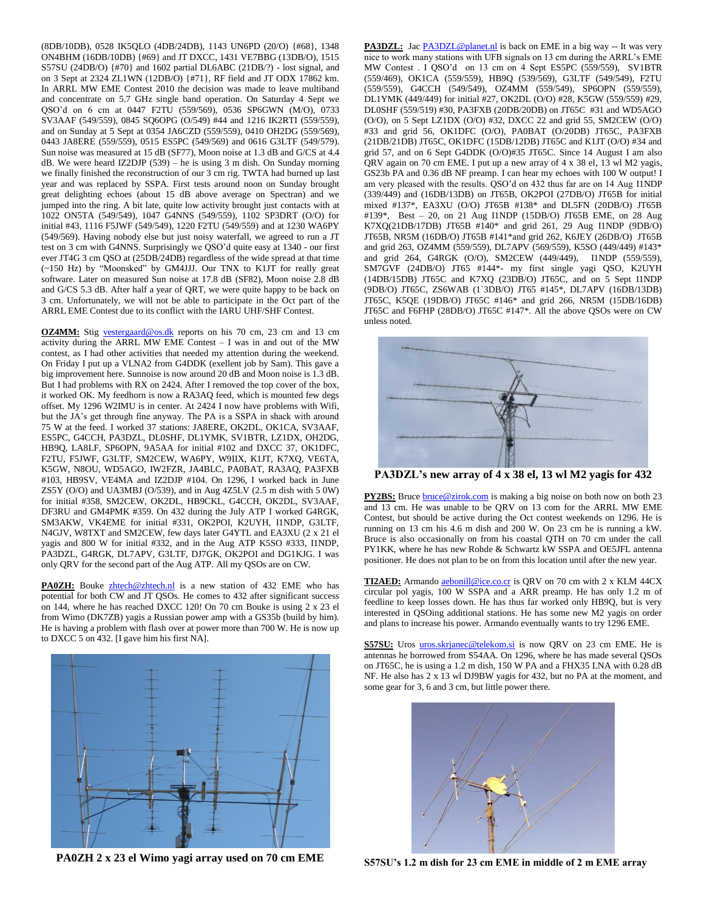(8DB/10DB), 0528 IK5QLO (4DB/24DB), 1143 UN6PD (20/O) {#68}, 1348 ON4BHM (16DB/10DB) {#69} and JT DXCC, 1431 VE7BBG (13DB/O), 1515 S57SU (24DB/O) {#70} and 1602 partial DL6ABC (21DB/?) - lost signal, and on 3 Sept at 2324 ZL1WN (12DB/O) {#71}, RF field and JT ODX 17862 km. In ARRL MW EME Contest 2010 the decision was made to leave multiband and concentrate on 5.7 GHz single band operation. On Saturday 4 Sept we QSO'd on 6 cm at 0447 F2TU (559/569), 0536 SP6GWN (M/O), 0733 SV3AAF (549/559), 0845 SQ6OPG (O/549) #44 and 1216 IK2RTI (559/559), and on Sunday at 5 Sept at 0354 JA6CZD (559/559), 0410 OH2DG (559/569), 0443 JA8ERE (559/559), 0515 ES5PC (549/569) and 0616 G3LTF (549/579). Sun noise was measured at 15 dB (SF77), Moon noise at 1.3 dB and G/CS at 4.4 dB. We were heard IZ2DJP (539) – he is using 3 m dish. On Sunday morning we finally finished the reconstruction of our 3 cm rig. TWTA had burned up last year and was replaced by SSPA. First tests around noon on Sunday brought great delighting echoes (about 15 dB above average on Spectran) and we jumped into the ring. A bit late, quite low activity brought just contacts with at 1022 ON5TA (549/549), 1047 G4NNS (549/559), 1102 SP3DRT (O/O) for initial #43, 1116 F5JWF (549/549), 1220 F2TU (549/559) and at 1230 WA6PY (549/569). Having nobody else but just noisy waterfall, we agreed to run a JT test on 3 cm with G4NNS. Surprisingly we QSO'd quite easy at 1340 - our first ever JT4G 3 cm QSO at (25DB/24DB) regardless of the wide spread at that time (~150 Hz) by "Moonsked" by GM4JJJ. Our TNX to K1JT for really great software. Later on measured Sun noise at 17.8 dB (SF82), Moon noise 2.8 dB and G/CS 5.3 dB. After half a year of QRT, we were quite happy to be back on 3 cm. Unfortunately, we will not be able to participate in the Oct part of the ARRL EME Contest due to its conflict with the IARU UHF/SHF Contest.

**OZ4MM:** Stig vestergaard@os.dk reports on his 70 cm, 23 cm and 13 cm activity during the ARRL MW EME Contest – I was in and out of the MW contest, as I had other activities that needed my attention during the weekend. On Friday I put up a VLNA2 from G4DDK (exellent job by Sam). This gave a big improvement here. Sunnoise is now around 20 dB and Moon noise is 1.3 dB. But I had problems with RX on 2424. After I removed the top cover of the box, it worked OK. My feedhorn is now a RA3AQ feed, which is mounted few degs offset. My 1296 W2IMU is in center. At 2424 I now have problems with Wifi, but the JA's get through fine anyway. The PA is a SSPA in shack with around 75 W at the feed. I worked 37 stations: JA8ERE, OK2DL, OK1CA, SV3AAF, ES5PC, G4CCH, PA3DZL, DL0SHF, DL1YMK, SV1BTR, LZ1DX, OH2DG, HB9Q, LA8LF, SP6OPN, 9A5AA for initial #102 and DXCC 37, OK1DFC, F2TU, F5JWF, G3LTF, SM2CEW, WA6PY, W9IIX, K1JT, K7XQ, VE6TA, K5GW, N8OU, WD5AGO, IW2FZR, JA4BLC, PA0BAT, RA3AQ, PA3FXB #103, HB9SV, VE4MA and IZ2DJP #104. On 1296, I worked back in June ZS5Y (O/O) and UA3MBJ (O/539), and in Aug 4Z5LV (2.5 m dish with 5 0W) for initial #358, SM2CEW, OK2DL, HB9CKL, G4CCH, OK2DL, SV3AAF, DF3RU and GM4PMK #359. On 432 during the July ATP I worked G4RGK, SM3AKW, VK4EME for initial #331, OK2POI, K2UYH, I1NDP, G3LTF, N4GJV, W8TXT and SM2CEW, few days later G4YTL and EA3XU (2 x 21 el yagis and 800 W for initial #332, and in the Aug ATP K5SO #333, I1NDP, PA3DZL, G4RGK, DL7APV, G3LTF, DJ7GK, OK2POI and DG1KJG. I was only QRV for the second part of the Aug ATP. All my QSOs are on CW.

**PA0ZH:** Bouke zhtech@zhtech.nl is a new station of 432 EME who has potential for both CW and JT QSOs. He comes to 432 after significant success on 144, where he has reached DXCC 120! On 70 cm Bouke is using 2 x 23 el from Wimo (DK7ZB) yagis a Russian power amp with a GS35b (build by him). He is having a problem with flash over at power more than 700 W. He is now up to DXCC 5 on 432. [I gave him his first NA].

PA0ZH 2 x 23 el Wimo yagi array used on 70 cm EME

**PA3DZL:** Jac PA3DZL@planet.nl is back on EME in a big way -- It was very nice to work many stations with UFB signals on 13 cm during the ARRL's EME MW Contest . I QSO'd on 13 cm on 4 Sept ES5PC (559/559), SV1BTR (559/469), OK1CA (559/559), HB9Q (539/569), G3LTF (549/549), F2TU (559/559), G4CCH (549/549), OZ4MM (559/549), SP6OPN (559/559), DL1YMK (449/449) for initial #27, OK2DL (O/O) #28, K5GW (559/559) #29, DL0SHF (559/519) #30, PA3FXB (20DB/20DB) on JT65C #31 and WD5AGO (O/O), on 5 Sept LZ1DX (O/O) #32, DXCC 22 and grid 55, SM2CEW (O/O) #33 and grid 56, OK1DFC (O/O), PA0BAT (O/20DB) JT65C, PA3FXB (21DB/21DB) JT65C, OK1DFC (15DB/12DB) JT65C and K1JT (O/O) #34 and grid 57, and on 6 Sept G4DDK (O/O)#35 JT65C. Since 14 August I am also QRV again on 70 cm EME. I put up a new array of 4 x 38 el, 13 wl M2 yagis, GS23b PA and 0.36 dB NF preamp. I can hear my echoes with 100 W output! I am very pleased with the results. QSO'd on 432 thus far are on 14 Aug I1NDP (339/449) and (16DB/13DB) on JT65B, OK2POI (27DB/O) JT65B for initial mixed #137*, EA3XU (O/O) JT65B #138* and DL5FN (20DB/O) JT65B #139*, Best – 20, on 21 Aug I1NDP (15DB/O) JT65B EME, on 28 Aug K7XQ(21DB/17DB) JT65B #140* and grid 261, 29 Aug I1NDP (9DB/O) JT65B, NR5M (16DB/O) JT65B #141*and grid 262, K6JEY (26DB/O) JT65B and grid 263, OZ4MM (559/559), DL7APV (569/559), K5SO (449/449) #143* and grid 264, G4RGK (O/O), SM2CEW (449/449), I1NDP (559/559), SM7GVF (24DB/O) JT65 #144*- my first single yagi QSO, K2UYH (14DB/15DB) JT65C and K7XQ (23DB/O) JT65C, and on 5 Sept I1NDP (9DB/O) JT65C, ZS6WAB (1`3DB/O) JT65 #145*, DL7APV (16DB/13DB) JT65C, K5QE (19DB/O) JT65C #146* and grid 266, NR5M (15DB/16DB) JT65C and F6FHP (28DB/O) JT65C #147*. All the above QSOs were on CW unless noted.

PA3DZL's new array of 4 x 38 el, 13 wl M2 yagis for 432

**PY2BS:** Bruce bruce@zirok.com is making a big noise on both now on both 23 and 13 cm. He was unable to be QRV on 13 com for the ARRL MW EME Contest, but should be active during the Oct contest weekends on 1296. He is running on 13 cm his 4.6 m dish and 200 W. On 23 cm he is running a kW. Bruce is also occasionally on from his coastal QTH on 70 cm under the call PY1KK, where he has new Rohde & Schwartz kW SSPA and OE5JFL antenna positioner. He does not plan to be on from this location until after the new year.

**TI2AED:** Armando aebonill@ice.co.cr is QRV on 70 cm with 2 x KLM 44CX circular pol yagis, 100 W SSPA and a ARR preamp. He has only 1.2 m of feedline to keep losses down. He has thus far worked only HB9Q, but is very interested in QSOing additional stations. He has some new M2 yagis on order and plans to increase his power. Armando eventually wants to try 1296 EME.

**S57SU:** Uros uros.skrjanec@telekom.si is now QRV on 23 cm EME. He is antennas he borrowed from S54AA. On 1296, where he has made several QSOs on JT65C, he is using a 1.2 m dish, 150 W PA and a FHX35 LNA with 0.28 dB NF. He also has 2 x 13 wl DJ9BW yagis for 432, but no PA at the moment, and some gear for 3, 6 and 3 cm, but little power there.

S57SU's 1.2 m dish for 23 cm EME in middle of 2 m EME array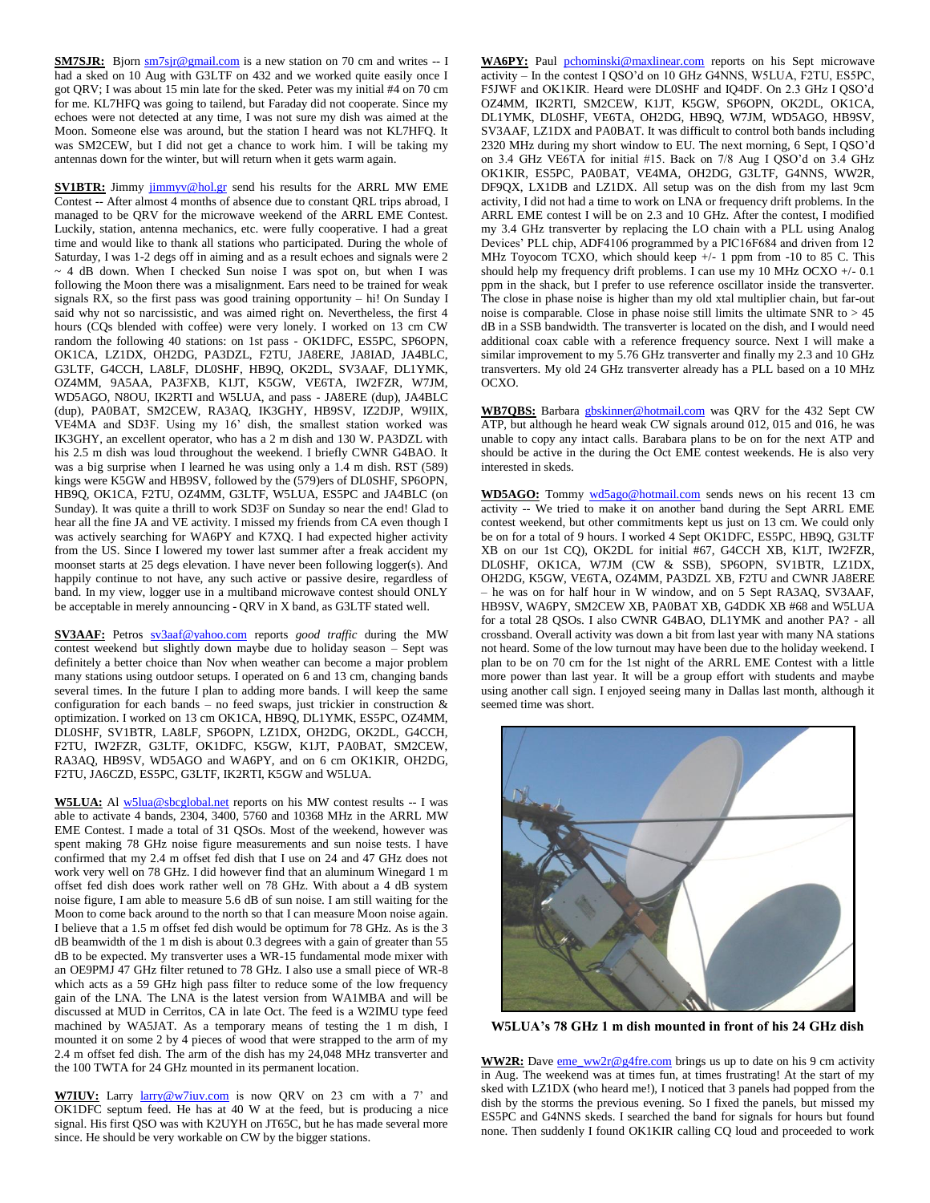**SM7SJR:** Bjorn sm7sjr@gmail.com is a new station on 70 cm and writes -- I had a sked on 10 Aug with G3LTF on 432 and we worked quite easily once I got QRV; I was about 15 min late for the sked. Peter was my initial #4 on 70 cm for me. KL7HFQ was going to tailend, but Faraday did not cooperate. Since my echoes were not detected at any time, I was not sure my dish was aimed at the Moon. Someone else was around, but the station I heard was not KL7HFQ. It was SM2CEW, but I did not get a chance to work him. I will be taking my antennas down for the winter, but will return when it gets warm again.

**SV1BTR:** Jimmy jimmyv@hol.gr send his results for the ARRL MW EME Contest -- After almost 4 months of absence due to constant QRL trips abroad, I managed to be QRV for the microwave weekend of the ARRL EME Contest. Luckily, station, antenna mechanics, etc. were fully cooperative. I had a great time and would like to thank all stations who participated. During the whole of Saturday, I was 1-2 degs off in aiming and as a result echoes and signals were 2 ~ 4 dB down. When I checked Sun noise I was spot on, but when I was following the Moon there was a misalignment. Ears need to be trained for weak signals RX, so the first pass was good training opportunity – hi! On Sunday I said why not so narcissistic, and was aimed right on. Nevertheless, the first 4 hours (CQs blended with coffee) were very lonely. I worked on 13 cm CW random the following 40 stations: on 1st pass - OK1DFC, ES5PC, SP6OPN, OK1CA, LZ1DX, OH2DG, PA3DZL, F2TU, JA8ERE, JA8IAD, JA4BLC, G3LTF, G4CCH, LA8LF, DL0SHF, HB9Q, OK2DL, SV3AAF, DL1YMK, OZ4MM, 9A5AA, PA3FXB, K1JT, K5GW, VE6TA, IW2FZR, W7JM, WD5AGO, N8OU, IK2RTI and W5LUA, and pass - JA8ERE (dup), JA4BLC (dup), PA0BAT, SM2CEW, RA3AQ, IK3GHY, HB9SV, IZ2DJP, W9IIX, VE4MA and SD3F. Using my 16' dish, the smallest station worked was IK3GHY, an excellent operator, who has a 2 m dish and 130 W. PA3DZL with his 2.5 m dish was loud throughout the weekend. I briefly CWNR G4BAO. It was a big surprise when I learned he was using only a 1.4 m dish. RST (589) kings were K5GW and HB9SV, followed by the (579)ers of DL0SHF, SP6OPN, HB9Q, OK1CA, F2TU, OZ4MM, G3LTF, W5LUA, ES5PC and JA4BLC (on Sunday). It was quite a thrill to work SD3F on Sunday so near the end! Glad to hear all the fine JA and VE activity. I missed my friends from CA even though I was actively searching for WA6PY and K7XQ. I had expected higher activity from the US. Since I lowered my tower last summer after a freak accident my moonset starts at 25 degs elevation. I have never been following logger(s). And happily continue to not have, any such active or passive desire, regardless of band. In my view, logger use in a multiband microwave contest should ONLY be acceptable in merely announcing - QRV in X band, as G3LTF stated well.

**SV3AAF:** Petros sv3aaf@yahoo.com reports *good traffic* during the MW contest weekend but slightly down maybe due to holiday season – Sept was definitely a better choice than Nov when weather can become a major problem many stations using outdoor setups. I operated on 6 and 13 cm, changing bands several times. In the future I plan to adding more bands. I will keep the same configuration for each bands – no feed swaps, just trickier in construction & optimization. I worked on 13 cm OK1CA, HB9Q, DL1YMK, ES5PC, OZ4MM, DL0SHF, SV1BTR, LA8LF, SP6OPN, LZ1DX, OH2DG, OK2DL, G4CCH, F2TU, IW2FZR, G3LTF, OK1DFC, K5GW, K1JT, PA0BAT, SM2CEW, RA3AQ, HB9SV, WD5AGO and WA6PY, and on 6 cm OK1KIR, OH2DG, F2TU, JA6CZD, ES5PC, G3LTF, IK2RTI, K5GW and W5LUA.

**W5LUA:** Al w5lua@sbcglobal.net reports on his MW contest results -- I was able to activate 4 bands, 2304, 3400, 5760 and 10368 MHz in the ARRL MW EME Contest. I made a total of 31 QSOs. Most of the weekend, however was spent making 78 GHz noise figure measurements and sun noise tests. I have confirmed that my 2.4 m offset fed dish that I use on 24 and 47 GHz does not work very well on 78 GHz. I did however find that an aluminum Winegard 1 m offset fed dish does work rather well on 78 GHz. With about a 4 dB system noise figure, I am able to measure 5.6 dB of sun noise. I am still waiting for the Moon to come back around to the north so that I can measure Moon noise again. I believe that a 1.5 m offset fed dish would be optimum for 78 GHz. As is the 3 dB beamwidth of the 1 m dish is about 0.3 degrees with a gain of greater than 55 dB to be expected. My transverter uses a WR-15 fundamental mode mixer with an OE9PMJ 47 GHz filter retuned to 78 GHz. I also use a small piece of WR-8 which acts as a 59 GHz high pass filter to reduce some of the low frequency gain of the LNA. The LNA is the latest version from WA1MBA and will be discussed at MUD in Cerritos, CA in late Oct. The feed is a W2IMU type feed machined by WA5JAT. As a temporary means of testing the 1 m dish, I mounted it on some 2 by 4 pieces of wood that were strapped to the arm of my 2.4 m offset fed dish. The arm of the dish has my 24,048 MHz transverter and the 100 TWTA for 24 GHz mounted in its permanent location.

**W7IUV:** Larry larry@w7iuv.com is now QRV on 23 cm with a 7' and OK1DFC septum feed. He has at 40 W at the feed, but is producing a nice signal. His first QSO was with K2UYH on JT65C, but he has made several more since. He should be very workable on CW by the bigger stations.

**WA6PY:** Paul pchominski@maxlinear.com reports on his Sept microwave activity – In the contest I QSO'd on 10 GHz G4NNS, W5LUA, F2TU, ES5PC, F5JWF and OK1KIR. Heard were DL0SHF and IQ4DF. On 2.3 GHz I QSO'd OZ4MM, IK2RTI, SM2CEW, K1JT, K5GW, SP6OPN, OK2DL, OK1CA, DL1YMK, DL0SHF, VE6TA, OH2DG, HB9Q, W7JM, WD5AGO, HB9SV, SV3AAF, LZ1DX and PA0BAT. It was difficult to control both bands including 2320 MHz during my short window to EU. The next morning, 6 Sept, I QSO'd on 3.4 GHz VE6TA for initial #15. Back on 7/8 Aug I QSO'd on 3.4 GHz OK1KIR, ES5PC, PA0BAT, VE4MA, OH2DG, G3LTF, G4NNS, WW2R, DF9QX, LX1DB and LZ1DX. All setup was on the dish from my last 9cm activity, I did not had a time to work on LNA or frequency drift problems. In the ARRL EME contest I will be on 2.3 and 10 GHz. After the contest, I modified my 3.4 GHz transverter by replacing the LO chain with a PLL using Analog Devices' PLL chip, ADF4106 programmed by a PIC16F684 and driven from 12 MHz Toyocom TCXO, which should keep +/- 1 ppm from -10 to 85 C. This should help my frequency drift problems. I can use my 10 MHz OCXO +/- 0.1 ppm in the shack, but I prefer to use reference oscillator inside the transverter. The close in phase noise is higher than my old xtal multiplier chain, but far-out noise is comparable. Close in phase noise still limits the ultimate SNR to > 45 dB in a SSB bandwidth. The transverter is located on the dish, and I would need additional coax cable with a reference frequency source. Next I will make a similar improvement to my 5.76 GHz transverter and finally my 2.3 and 10 GHz transverters. My old 24 GHz transverter already has a PLL based on a 10 MHz OCXO.

**WB7QBS:** Barbara gbskinner@hotmail.com was QRV for the 432 Sept CW ATP, but although he heard weak CW signals around 012, 015 and 016, he was unable to copy any intact calls. Barabara plans to be on for the next ATP and should be active in the during the Oct EME contest weekends. He is also very interested in skeds.

**WD5AGO:** Tommy wd5ago@hotmail.com sends news on his recent 13 cm activity -- We tried to make it on another band during the Sept ARRL EME contest weekend, but other commitments kept us just on 13 cm. We could only be on for a total of 9 hours. I worked 4 Sept OK1DFC, ES5PC, HB9Q, G3LTF XB on our 1st CQ), OK2DL for initial #67, G4CCH XB, K1JT, IW2FZR, DL0SHF, OK1CA, W7JM (CW & SSB), SP6OPN, SV1BTR, LZ1DX, OH2DG, K5GW, VE6TA, OZ4MM, PA3DZL XB, F2TU and CWNR JA8ERE – he was on for half hour in W window, and on 5 Sept RA3AQ, SV3AAF, HB9SV, WA6PY, SM2CEW XB, PA0BAT XB, G4DDK XB #68 and W5LUA for a total 28 QSOs. I also CWNR G4BAO, DL1YMK and another PA? - all crossband. Overall activity was down a bit from last year with many NA stations not heard. Some of the low turnout may have been due to the holiday weekend. I plan to be on 70 cm for the 1st night of the ARRL EME Contest with a little more power than last year. It will be a group effort with students and maybe using another call sign. I enjoyed seeing many in Dallas last month, although it seemed time was short.

**W5LUA's 78 GHz 1 m dish mounted in front of his 24 GHz dish**

**WW2R:** Dave eme_ww2r@g4fre.com brings us up to date on his 9 cm activity in Aug. The weekend was at times fun, at times frustrating! At the start of my sked with LZ1DX (who heard me!), I noticed that 3 panels had popped from the dish by the storms the previous evening. So I fixed the panels, but missed my ES5PC and G4NNS skeds. I searched the band for signals for hours but found none. Then suddenly I found OK1KIR calling CQ loud and proceeded to work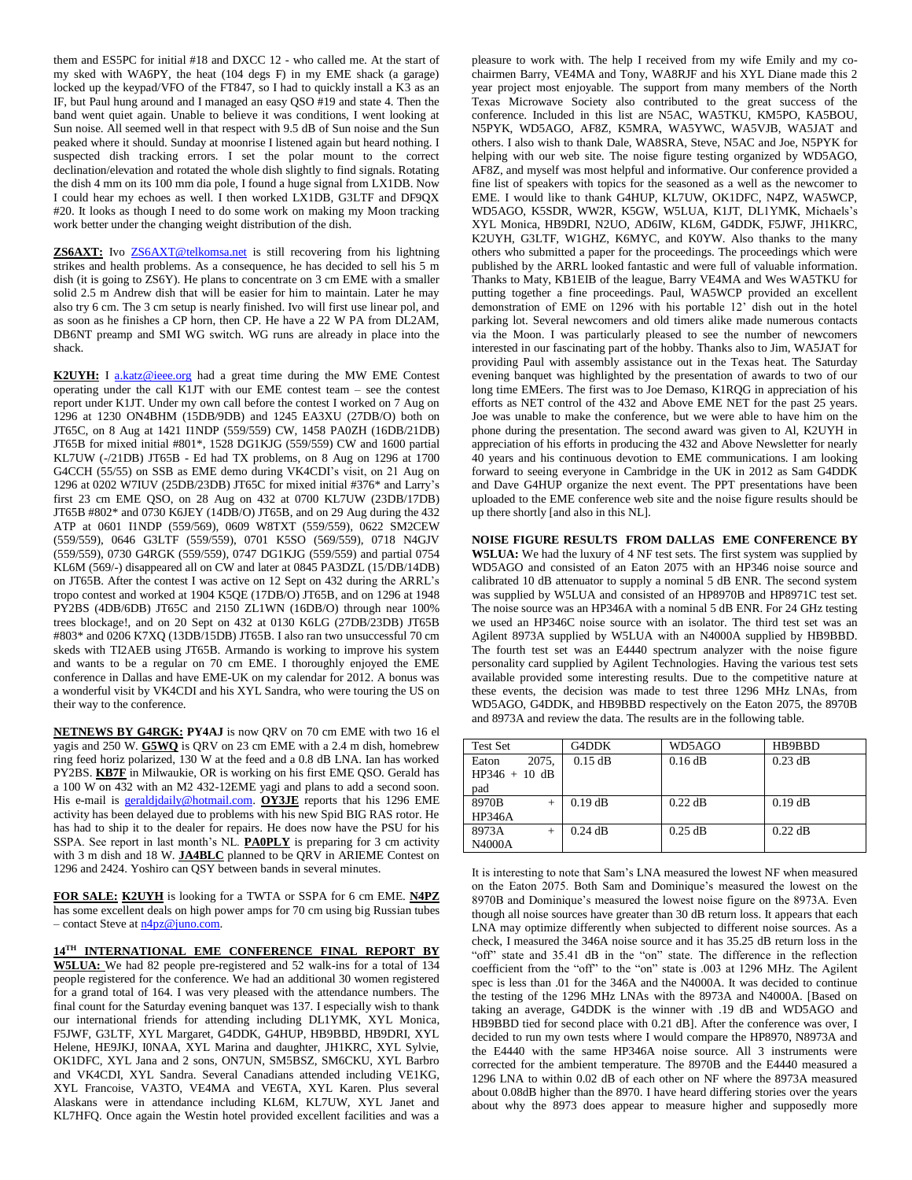them and ES5PC for initial #18 and DXCC 12 - who called me. At the start of my sked with WA6PY, the heat (104 degs F) in my EME shack (a garage) locked up the keypad/VFO of the FT847, so I had to quickly install a K3 as an IF, but Paul hung around and I managed an easy QSO #19 and state 4. Then the band went quiet again. Unable to believe it was conditions, I went looking at Sun noise. All seemed well in that respect with 9.5 dB of Sun noise and the Sun peaked where it should. Sunday at moonrise I listened again but heard nothing. I suspected dish tracking errors. I set the polar mount to the correct declination/elevation and rotated the whole dish slightly to find signals. Rotating the dish 4 mm on its 100 mm dia pole, I found a huge signal from LX1DB. Now I could hear my echoes as well. I then worked LX1DB, G3LTF and DF9QX #20. It looks as though I need to do some work on making my Moon tracking work better under the changing weight distribution of the dish.

**ZS6AXT:** Ivo ZS6AXT@telkomsa.net is still recovering from his lightning strikes and health problems. As a consequence, he has decided to sell his 5 m dish (it is going to ZS6Y). He plans to concentrate on 3 cm EME with a smaller solid 2.5 m Andrew dish that will be easier for him to maintain. Later he may also try 6 cm. The 3 cm setup is nearly finished. Ivo will first use linear pol, and as soon as he finishes a CP horn, then CP. He have a 22 W PA from DL2AM, DB6NT preamp and SMI WG switch. WG runs are already in place into the shack.

**K2UYH:** I a.katz@ieee.org had a great time during the MW EME Contest operating under the call K1JT with our EME contest team – see the contest report under K1JT. Under my own call before the contest I worked on 7 Aug on 1296 at 1230 ON4BHM (15DB/9DB) and 1245 EA3XU (27DB/O) both on JT65C, on 8 Aug at 1421 I1NDP (559/559) CW, 1458 PA0ZH (16DB/21DB) JT65B for mixed initial #801*, 1528 DG1KJG (559/559) CW and 1600 partial KL7UW (-/21DB) JT65B - Ed had TX problems, on 8 Aug on 1296 at 1700 G4CCH (55/55) on SSB as EME demo during VK4CDI's visit, on 21 Aug on 1296 at 0202 W7IUV (25DB/23DB) JT65C for mixed initial #376* and Larry's first 23 cm EME QSO, on 28 Aug on 432 at 0700 KL7UW (23DB/17DB) JT65B #802* and 0730 K6JEY (14DB/O) JT65B, and on 29 Aug during the 432 ATP at 0601 I1NDP (559/569), 0609 W8TXT (559/559), 0622 SM2CEW (559/559), 0646 G3LTF (559/559), 0701 K5SO (569/559), 0718 N4GJV (559/559), 0730 G4RGK (559/559), 0747 DG1KJG (559/559) and partial 0754 KL6M (569/-) disappeared all on CW and later at 0845 PA3DZL (15/DB/14DB) on JT65B. After the contest I was active on 12 Sept on 432 during the ARRL's tropo contest and worked at 1904 K5QE (17DB/O) JT65B, and on 1296 at 1948 PY2BS (4DB/6DB) JT65C and 2150 ZL1WN (16DB/O) through near 100% trees blockage!, and on 20 Sept on 432 at 0130 K6LG (27DB/23DB) JT65B #803* and 0206 K7XQ (13DB/15DB) JT65B. I also ran two unsuccessful 70 cm skeds with TI2AEB using JT65B. Armando is working to improve his system and wants to be a regular on 70 cm EME. I thoroughly enjoyed the EME conference in Dallas and have EME-UK on my calendar for 2012. A bonus was a wonderful visit by VK4CDI and his XYL Sandra, who were touring the US on their way to the conference.

**NETNEWS BY G4RGK:** **PY4AJ** is now QRV on 70 cm EME with two 16 el yagis and 250 W. **G5WQ** is QRV on 23 cm EME with a 2.4 m dish, homebrew ring feed horiz polarized, 130 W at the feed and a 0.8 dB LNA. Ian has worked PY2BS. **KB7F** in Milwaukie, OR is working on his first EME QSO. Gerald has a 100 W on 432 with an M2 432-12EME yagi and plans to add a second soon. His e-mail is geraldjdaily@hotmail.com. **OY3JE** reports that his 1296 EME activity has been delayed due to problems with his new Spid BIG RAS rotor. He has had to ship it to the dealer for repairs. He does now have the PSU for his SSPA. See report in last month's NL. **PA0PLY** is preparing for 3 cm activity with 3 m dish and 18 W. **JA4BLC** planned to be QRV in ARIEME Contest on 1296 and 2424. Yoshiro can QSY between bands in several minutes.

**FOR SALE:** **K2UYH** is looking for a TWTA or SSPA for 6 cm EME. **N4PZ** has some excellent deals on high power amps for 70 cm using big Russian tubes – contact Steve at n4pz@juno.com.

**14TH INTERNATIONAL EME CONFERENCE FINAL REPORT BY W5LUA:** We had 82 people pre-registered and 52 walk-ins for a total of 134 people registered for the conference. We had an additional 30 women registered for a grand total of 164. I was very pleased with the attendance numbers. The final count for the Saturday evening banquet was 137. I especially wish to thank our international friends for attending including DL1YMK, XYL Monica, F5JWF, G3LTF, XYL Margaret, G4DDK, G4HUP, HB9BBD, HB9DRI, XYL Helene, HE9JKJ, I0NAA, XYL Marina and daughter, JH1KRC, XYL Sylvie, OK1DFC, XYL Jana and 2 sons, ON7UN, SM5BSZ, SM6CKU, XYL Barbro and VK4CDI, XYL Sandra. Several Canadians attended including VE1KG, XYL Francoise, VA3TO, VE4MA and VE6TA, XYL Karen. Plus several Alaskans were in attendance including KL6M, KL7UW, XYL Janet and KL7HFQ. Once again the Westin hotel provided excellent facilities and was a pleasure to work with. The help I received from my wife Emily and my co-chairmen Barry, VE4MA and Tony, WA8RJF and his XYL Diane made this 2 year project most enjoyable. The support from many members of the North Texas Microwave Society also contributed to the great success of the conference. Included in this list are N5AC, WA5TKU, KM5PO, KA5BOU, N5PYK, WD5AGO, AF8Z, K5MRA, WA5YWC, WA5VJB, WA5JAT and others. I also wish to thank Dale, WA8SRA, Steve, N5AC and Joe, N5PYK for helping with our web site. The noise figure testing organized by WD5AGO, AF8Z, and myself was most helpful and informative. Our conference provided a fine list of speakers with topics for the seasoned as a well as the newcomer to EME. I would like to thank G4HUP, KL7UW, OK1DFC, N4PZ, WA5WCP, WD5AGO, K5SDR, WW2R, K5GW, W5LUA, K1JT, DL1YMK, Michaels's XYL Monica, HB9DRI, N2UO, AD6IW, KL6M, G4DDK, F5JWF, JH1KRC, K2UYH, G3LTF, W1GHZ, K6MYC, and K0YW. Also thanks to the many others who submitted a paper for the proceedings. The proceedings which were published by the ARRL looked fantastic and were full of valuable information. Thanks to Maty, KB1EIB of the league, Barry VE4MA and Wes WA5TKU for putting together a fine proceedings. Paul, WA5WCP provided an excellent demonstration of EME on 1296 with his portable 12' dish out in the hotel parking lot. Several newcomers and old timers alike made numerous contacts via the Moon. I was particularly pleased to see the number of newcomers interested in our fascinating part of the hobby. Thanks also to Jim, WA5JAT for providing Paul with assembly assistance out in the Texas heat. The Saturday evening banquet was highlighted by the presentation of awards to two of our long time EMEers. The first was to Joe Demaso, K1RQG in appreciation of his efforts as NET control of the 432 and Above EME NET for the past 25 years. Joe was unable to make the conference, but we were able to have him on the phone during the presentation. The second award was given to Al, K2UYH in appreciation of his efforts in producing the 432 and Above Newsletter for nearly 40 years and his continuous devotion to EME communications. I am looking forward to seeing everyone in Cambridge in the UK in 2012 as Sam G4DDK and Dave G4HUP organize the next event. The PPT presentations have been uploaded to the EME conference web site and the noise figure results should be up there shortly [and also in this NL].

**NOISE FIGURE RESULTS FROM DALLAS EME CONFERENCE BY W5LUA:** We had the luxury of 4 NF test sets. The first system was supplied by WD5AGO and consisted of an Eaton 2075 with an HP346 noise source and calibrated 10 dB attenuator to supply a nominal 5 dB ENR. The second system was supplied by W5LUA and consisted of an HP8970B and HP8971C test set. The noise source was an HP346A with a nominal 5 dB ENR. For 24 GHz testing we used an HP346C noise source with an isolator. The third test set was an Agilent 8973A supplied by W5LUA with an N4000A supplied by HB9BBD. The fourth test set was an E4440 spectrum analyzer with the noise figure personality card supplied by Agilent Technologies. Having the various test sets available provided some interesting results. Due to the competitive nature at these events, the decision was made to test three 1296 MHz LNAs, from WD5AGO, G4DDK, and HB9BBD respectively on the Eaton 2075, the 8970B and 8973A and review the data. The results are in the following table.

| Test Set | G4DDK | WD5AGO | HB9BBD |
|---|---|---|---|
| Eaton 2075, HP346 + 10 dB pad | 0.15 dB | 0.16 dB | 0.23 dB |
| 8970B + HP346A | 0.19 dB | 0.22 dB | 0.19 dB |
| 8973A + N4000A | 0.24 dB | 0.25 dB | 0.22 dB |

It is interesting to note that Sam's LNA measured the lowest NF when measured on the Eaton 2075. Both Sam and Dominique's measured the lowest on the 8970B and Dominique's measured the lowest noise figure on the 8973A. Even though all noise sources have greater than 30 dB return loss. It appears that each LNA may optimize differently when subjected to different noise sources. As a check, I measured the 346A noise source and it has 35.25 dB return loss in the "off" state and 35.41 dB in the "on" state. The difference in the reflection coefficient from the "off" to the "on" state is .003 at 1296 MHz. The Agilent spec is less than .01 for the 346A and the N4000A. It was decided to continue the testing of the 1296 MHz LNAs with the 8973A and N4000A. [Based on taking an average, G4DDK is the winner with .19 dB and WD5AGO and HB9BBD tied for second place with 0.21 dB]. After the conference was over, I decided to run my own tests where I would compare the HP8970, N8973A and the E4440 with the same HP346A noise source. All 3 instruments were corrected for the ambient temperature. The 8970B and the E4440 measured a 1296 LNA to within 0.02 dB of each other on NF where the 8973A measured about 0.08dB higher than the 8970. I have heard differing stories over the years about why the 8973 does appear to measure higher and supposedly more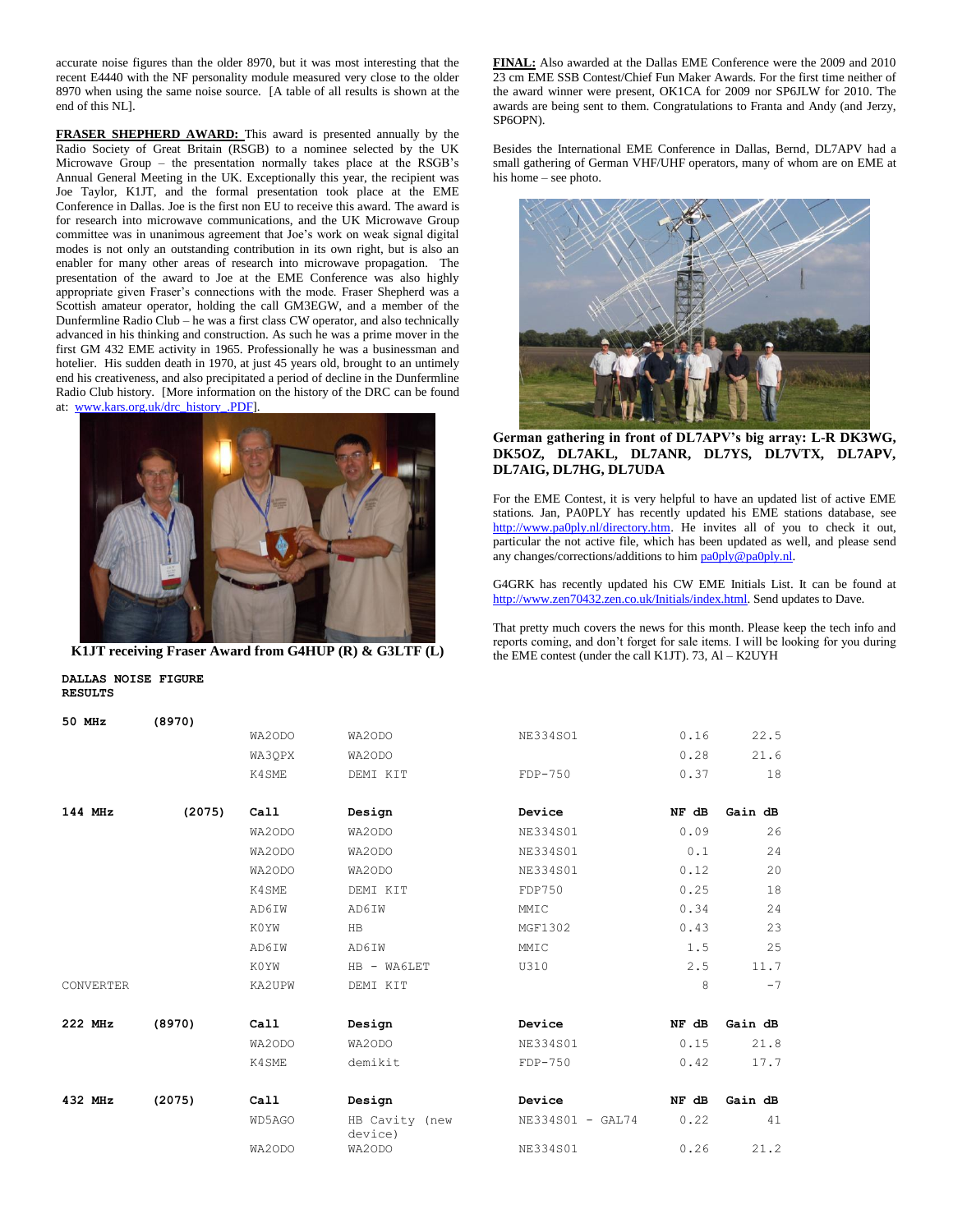accurate noise figures than the older 8970, but it was most interesting that the recent E4440 with the NF personality module measured very close to the older 8970 when using the same noise source. [A table of all results is shown at the end of this NL].

**FRASER SHEPHERD AWARD:** This award is presented annually by the Radio Society of Great Britain (RSGB) to a nominee selected by the UK Microwave Group – the presentation normally takes place at the RSGB's Annual General Meeting in the UK. Exceptionally this year, the recipient was Joe Taylor, K1JT, and the formal presentation took place at the EME Conference in Dallas. Joe is the first non EU to receive this award. The award is for research into microwave communications, and the UK Microwave Group committee was in unanimous agreement that Joe's work on weak signal digital modes is not only an outstanding contribution in its own right, but is also an enabler for many other areas of research into microwave propagation. The presentation of the award to Joe at the EME Conference was also highly appropriate given Fraser's connections with the mode. Fraser Shepherd was a Scottish amateur operator, holding the call GM3EGW, and a member of the Dunfermline Radio Club – he was a first class CW operator, and also technically advanced in his thinking and construction. As such he was a prime mover in the first GM 432 EME activity in 1965. Professionally he was a businessman and hotelier. His sudden death in 1970, at just 45 years old, brought to an untimely end his creativeness, and also precipitated a period of decline in the Dunfermline Radio Club history. [More information on the history of the DRC can be found at: www.kars.org.uk/drc_history_.PDF].

**K1JT receiving Fraser Award from G4HUP (R) & G3LTF (L)**

**FINAL:** Also awarded at the Dallas EME Conference were the 2009 and 2010 23 cm EME SSB Contest/Chief Fun Maker Awards. For the first time neither of the award winner were present, OK1CA for 2009 nor SP6JLW for 2010. The awards are being sent to them. Congratulations to Franta and Andy (and Jerzy, SP6OPN).

Besides the International EME Conference in Dallas, Bernd, DL7APV had a small gathering of German VHF/UHF operators, many of whom are on EME at his home – see photo.

**German gathering in front of DL7APV's big array: L-R DK3WG, DK5OZ, DL7AKL, DL7ANR, DL7YS, DL7VTX, DL7APV, DL7AIG, DL7HG, DL7UDA**

For the EME Contest, it is very helpful to have an updated list of active EME stations. Jan, PA0PLY has recently updated his EME stations database, see http://www.pa0ply.nl/directory.htm. He invites all of you to check it out, particular the not active file, which has been updated as well, and please send any changes/corrections/additions to him pa0ply@pa0ply.nl.

G4GRK has recently updated his CW EME Initials List. It can be found at http://www.zen70432.zen.co.uk/Initials/index.html. Send updates to Dave.

That pretty much covers the news for this month. Please keep the tech info and reports coming, and don't forget for sale items. I will be looking for you during the EME contest (under the call K1JT). 73, Al – K2UYH

**DALLAS NOISE FIGURE RESULTS**

| Band | Meter | Call | Design | Device | NF dB | Gain dB |
|---|---|---|---|---|---|---|
| **50 MHz** | **(8970)** | | | | | |
| | | WA2ODO | WA2ODO | NE334S01 | 0.16 | 22.5 |
| | | WA3QPX | WA2ODO | | 0.28 | 21.6 |
| | | K4SME | DEMI KIT | FDP-750 | 0.37 | 18 |
| **144 MHz** | **(2075)** | **Call** | **Design** | **Device** | **NF dB** | **Gain dB** |
| | | WA2ODO | WA2ODO | NE334S01 | 0.09 | 26 |
| | | WA2ODO | WA2ODO | NE334S01 | 0.1 | 24 |
| | | WA2ODO | WA2ODO | NE334S01 | 0.12 | 20 |
| | | K4SME | DEMI KIT | FDP750 | 0.25 | 18 |
| | | AD6IW | AD6IW | MMIC | 0.34 | 24 |
| | | K0YW | HB | MGF1302 | 0.43 | 23 |
| | | AD6IW | AD6IW | MMIC | 1.5 | 25 |
| | | K0YW | HB - WA6LET | U310 | 2.5 | 11.7 |
| CONVERTER | | KA2UPW | DEMI KIT | | 8 | -7 |
| **222 MHz** | **(8970)** | **Call** | **Design** | **Device** | **NF dB** | **Gain dB** |
| | | WA2ODO | WA2ODO | NE334S01 | 0.15 | 21.8 |
| | | K4SME | demikit | FDP-750 | 0.42 | 17.7 |
| **432 MHz** | **(2075)** | **Call** | **Design** | **Device** | **NF dB** | **Gain dB** |
| | | WD5AGO | HB Cavity (new device) | NE334S01 - GAL74 | 0.22 | 41 |
| | | WA2ODO | WA2ODO | NE334S01 | 0.26 | 21.2 |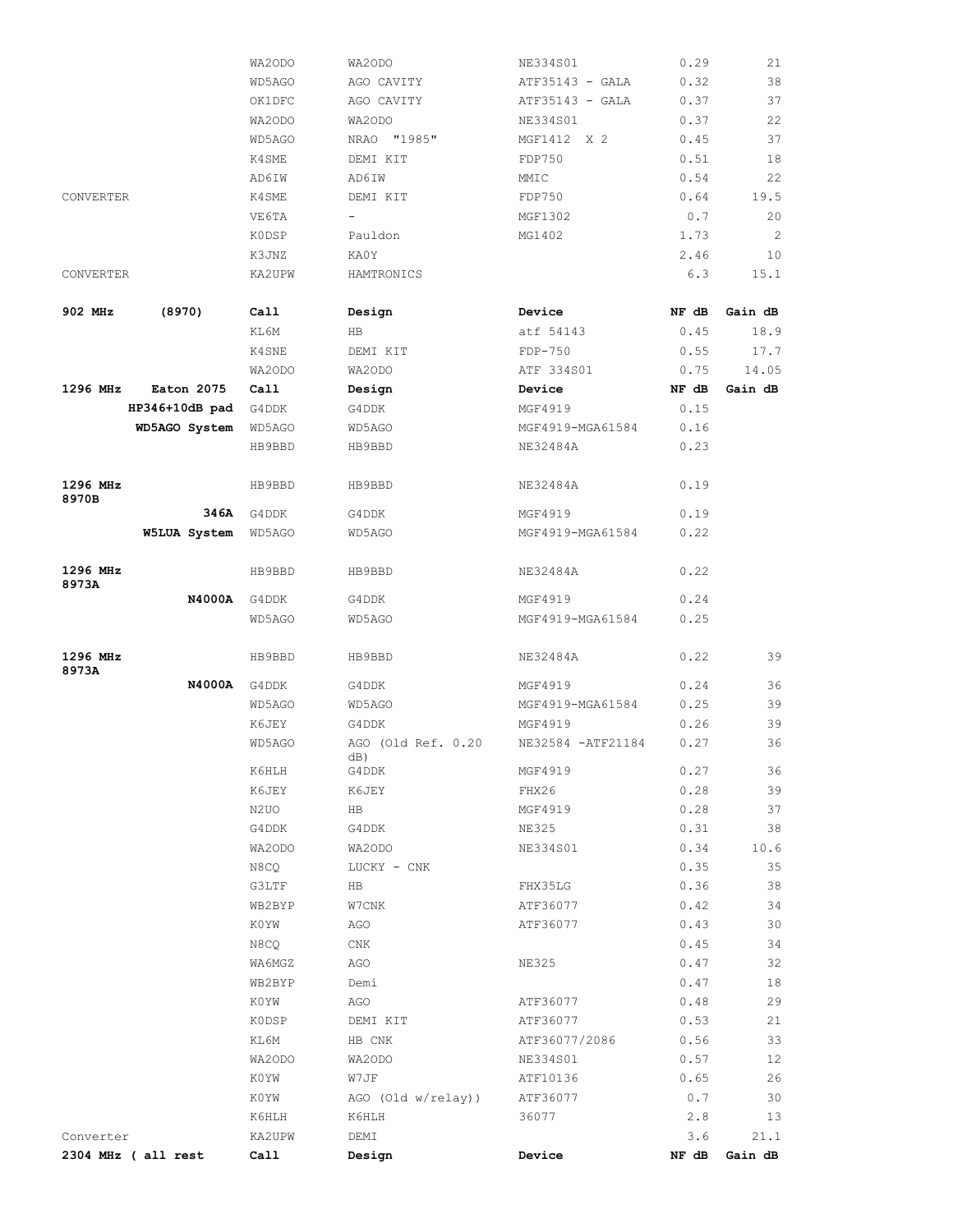| | | | | | | |
|---|---|---|---|---|---|---|
| | | WA2ODO | WA2ODO | NE334S01 | 0.29 | 21 |
| | | WD5AGO | AGO CAVITY | ATF35143 - GALA | 0.32 | 38 |
| | | OK1DFC | AGO CAVITY | ATF35143 - GALA | 0.37 | 37 |
| | | WA2ODO | WA2ODO | NE334S01 | 0.37 | 22 |
| | | WD5AGO | NRAO "1985" | MGF1412 X 2 | 0.45 | 37 |
| | | K4SME | DEMI KIT | FDP750 | 0.51 | 18 |
| | | AD6IW | AD6IW | MMIC | 0.54 | 22 |
| CONVERTER | | K4SME | DEMI KIT | FDP750 | 0.64 | 19.5 |
| | | VE6TA | - | MGF1302 | 0.7 | 20 |
| | | K0DSP | Pauldon | MG1402 | 1.73 | 2 |
| | | K3JNZ | KA0Y | | 2.46 | 10 |
| CONVERTER | | KA2UPW | HAMTRONICS | | 6.3 | 15.1 |
| | | | | | | |
| **902 MHz** | **(8970)** | **Call** | **Design** | **Device** | **NF dB** | **Gain dB** |
| | | KL6M | HB | atf 54143 | 0.45 | 18.9 |
| | | K4SNE | DEMI KIT | FDP-750 | 0.55 | 17.7 |
| | | WA2ODO | WA2ODO | ATF 334S01 | 0.75 | 14.05 |
| **1296 MHz** | **Eaton 2075** | **Call** | **Design** | **Device** | **NF dB** | **Gain dB** |
| | **HP346+10dB pad** | G4DDK | G4DDK | MGF4919 | 0.15 | |
| | **WD5AGO System** | WD5AGO | WD5AGO | MGF4919-MGA61584 | 0.16 | |
| | | HB9BBD | HB9BBD | NE32484A | 0.23 | |
| | | | | | | |
| **1296 MHz 8970B** | | HB9BBD | HB9BBD | NE32484A | 0.19 | |
| | **346A** | G4DDK | G4DDK | MGF4919 | 0.19 | |
| | **W5LUA System** | WD5AGO | WD5AGO | MGF4919-MGA61584 | 0.22 | |
| | | | | | | |
| **1296 MHz 8973A** | | HB9BBD | HB9BBD | NE32484A | 0.22 | |
| | **N4000A** | G4DDK | G4DDK | MGF4919 | 0.24 | |
| | | WD5AGO | WD5AGO | MGF4919-MGA61584 | 0.25 | |
| | | | | | | |
| **1296 MHz 8973A** | | HB9BBD | HB9BBD | NE32484A | 0.22 | 39 |
| | **N4000A** | G4DDK | G4DDK | MGF4919 | 0.24 | 36 |
| | | WD5AGO | WD5AGO | MGF4919-MGA61584 | 0.25 | 39 |
| | | K6JEY | G4DDK | MGF4919 | 0.26 | 39 |
| | | WD5AGO | AGO (Old Ref. 0.20 dB) | NE32584 -ATF21184 | 0.27 | 36 |
| | | K6HLH | G4DDK | MGF4919 | 0.27 | 36 |
| | | K6JEY | K6JEY | FHX26 | 0.28 | 39 |
| | | N2UO | HB | MGF4919 | 0.28 | 37 |
| | | G4DDK | G4DDK | NE325 | 0.31 | 38 |
| | | WA2ODO | WA2ODO | NE334S01 | 0.34 | 10.6 |
| | | N8CQ | LUCKY - CNK | | 0.35 | 35 |
| | | G3LTF | HB | FHX35LG | 0.36 | 38 |
| | | WB2BYP | W7CNK | ATF36077 | 0.42 | 34 |
| | | K0YW | AGO | ATF36077 | 0.43 | 30 |
| | | N8CQ | CNK | | 0.45 | 34 |
| | | WA6MGZ | AGO | NE325 | 0.47 | 32 |
| | | WB2BYP | Demi | | 0.47 | 18 |
| | | K0YW | AGO | ATF36077 | 0.48 | 29 |
| | | K0DSP | DEMI KIT | ATF36077 | 0.53 | 21 |
| | | KL6M | HB CNK | ATF36077/2086 | 0.56 | 33 |
| | | WA2ODO | WA2ODO | NE334S01 | 0.57 | 12 |
| | | K0YW | W7JF | ATF10136 | 0.65 | 26 |
| | | K0YW | AGO (Old w/relay)) | ATF36077 | 0.7 | 30 |
| | | K6HLH | K6HLH | 36077 | 2.8 | 13 |
| Converter | | KA2UPW | DEMI | | 3.6 | 21.1 |
| **2304 MHz ( all rest** | | **Call** | **Design** | **Device** | **NF dB** | **Gain dB** |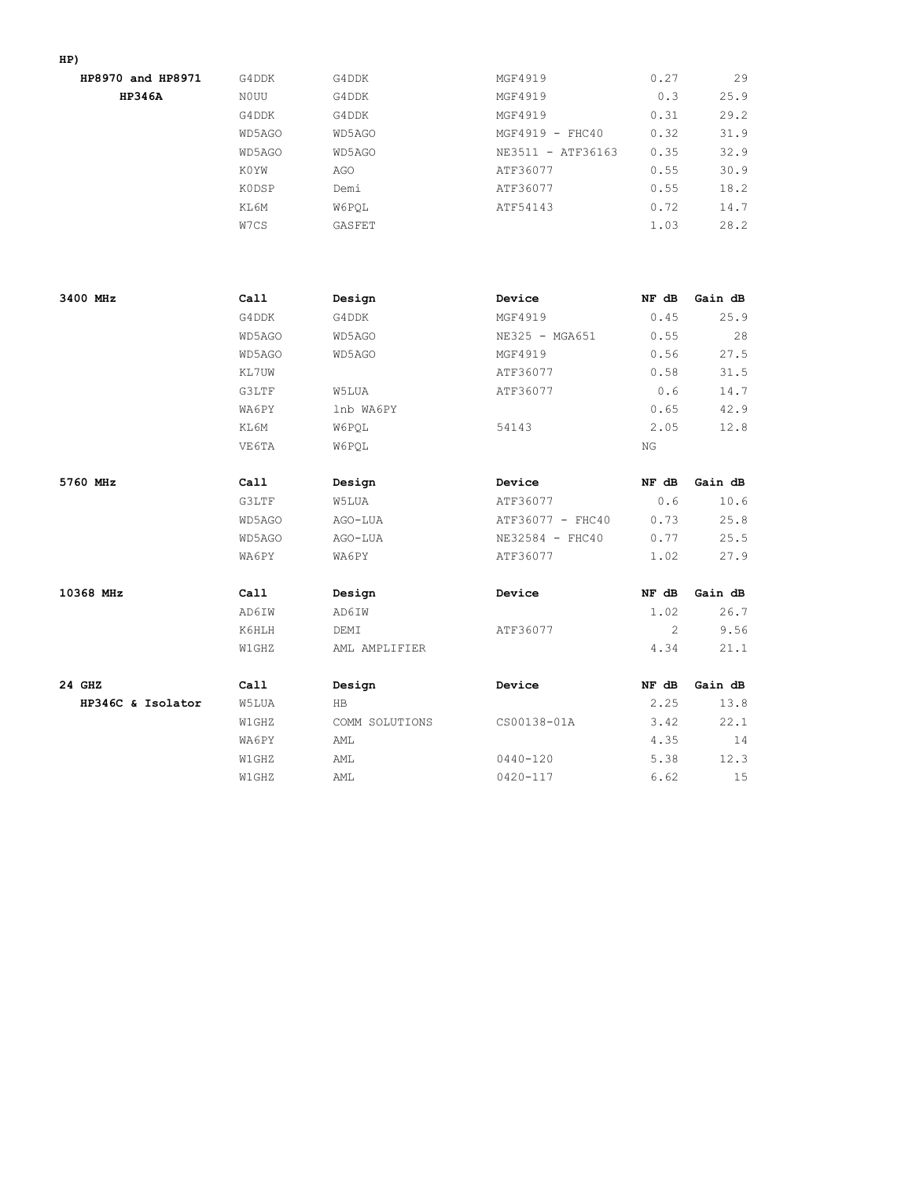**HP)**

| | Call | Design | Device | NF dB | Gain dB |
|---|---|---|---|---|---|
| **HP8970 and HP8971** | G4DDK | G4DDK | MGF4919 | 0.27 | 29 |
| **HP346A** | N0UU | G4DDK | MGF4919 | 0.3 | 25.9 |
| | G4DDK | G4DDK | MGF4919 | 0.31 | 29.2 |
| | WD5AGO | WD5AGO | MGF4919 - FHC40 | 0.32 | 31.9 |
| | WD5AGO | WD5AGO | NE3511 - ATF36163 | 0.35 | 32.9 |
| | K0YW | AGO | ATF36077 | 0.55 | 30.9 |
| | K0DSP | Demi | ATF36077 | 0.55 | 18.2 |
| | KL6M | W6PQL | ATF54143 | 0.72 | 14.7 |
| | W7CS | GASFET | | 1.03 | 28.2 |

| **3400 MHz** | **Call** | **Design** | **Device** | **NF dB** | **Gain dB** |
|---|---|---|---|---|---|
| | G4DDK | G4DDK | MGF4919 | 0.45 | 25.9 |
| | WD5AGO | WD5AGO | NE325 - MGA651 | 0.55 | 28 |
| | WD5AGO | WD5AGO | MGF4919 | 0.56 | 27.5 |
| | KL7UW | | ATF36077 | 0.58 | 31.5 |
| | G3LTF | W5LUA | ATF36077 | 0.6 | 14.7 |
| | WA6PY | lnb WA6PY | | 0.65 | 42.9 |
| | KL6M | W6PQL | 54143 | 2.05 | 12.8 |
| | VE6TA | W6PQL | | NG | |

| **5760 MHz** | **Call** | **Design** | **Device** | **NF dB** | **Gain dB** |
|---|---|---|---|---|---|
| | G3LTF | W5LUA | ATF36077 | 0.6 | 10.6 |
| | WD5AGO | AGO-LUA | ATF36077 - FHC40 | 0.73 | 25.8 |
| | WD5AGO | AGO-LUA | NE32584 - FHC40 | 0.77 | 25.5 |
| | WA6PY | WA6PY | ATF36077 | 1.02 | 27.9 |

| **10368 MHz** | **Call** | **Design** | **Device** | **NF dB** | **Gain dB** |
|---|---|---|---|---|---|
| | AD6IW | AD6IW | | 1.02 | 26.7 |
| | K6HLH | DEMI | ATF36077 | 2 | 9.56 |
| | W1GHZ | AML AMPLIFIER | | 4.34 | 21.1 |

| **24 GHZ** | **Call** | **Design** | **Device** | **NF dB** | **Gain dB** |
|---|---|---|---|---|---|
| **HP346C & Isolator** | W5LUA | HB | | 2.25 | 13.8 |
| | W1GHZ | COMM SOLUTIONS | CS00138-01A | 3.42 | 22.1 |
| | WA6PY | AML | | 4.35 | 14 |
| | W1GHZ | AML | 0440-120 | 5.38 | 12.3 |
| | W1GHZ | AML | 0420-117 | 6.62 | 15 |